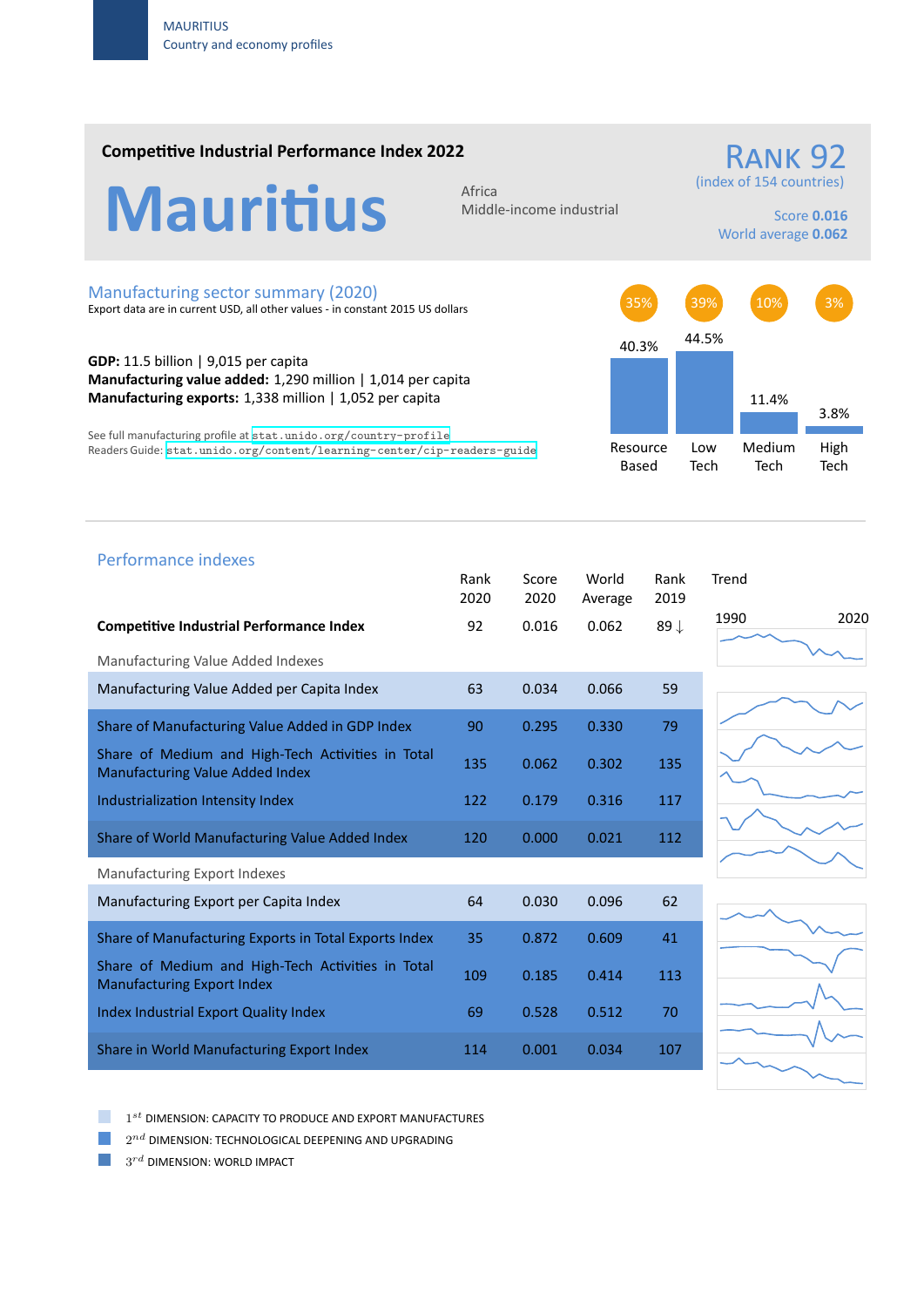MAURITIUS
Country and economy profiles

## Competitive Industrial Performance Index 2022

# Mauritius

Africa
Middle-income industrial

**RANK 92**
(index of 154 countries)

Score **0.016**
World average **0.062**

## Manufacturing sector summary (2020)

Export data are in current USD, all other values - in constant 2015 US dollars

**GDP:** 11.5 billion | 9,015 per capita
**Manufacturing value added:** 1,290 million | 1,014 per capita
**Manufacturing exports:** 1,338 million | 1,052 per capita

See full manufacturing profile at stat.unido.org/country-profile
Readers Guide: stat.unido.org/content/learning-center/cip-readers-guide

| | Resource Based | Low Tech | Medium Tech | High Tech |
|---|---|---|---|---|
| Share (circle) | 35% | 39% | 10% | 3% |
| Share (bar) | 40.3% | 44.5% | 11.4% | 3.8% |

## Performance indexes

| | Rank 2020 | Score 2020 | World Average | Rank 2019 | Trend (1990–2020) |
|---|---|---|---|---|---|
| **Competitive Industrial Performance Index** | 92 | 0.016 | 0.062 | 89 ↓ | |
| *Manufacturing Value Added Indexes* | | | | | |
| Manufacturing Value Added per Capita Index | 63 | 0.034 | 0.066 | 59 | |
| Share of Manufacturing Value Added in GDP Index | 90 | 0.295 | 0.330 | 79 | |
| Share of Medium and High-Tech Activities in Total Manufacturing Value Added Index | 135 | 0.062 | 0.302 | 135 | |
| Industrialization Intensity Index | 122 | 0.179 | 0.316 | 117 | |
| Share of World Manufacturing Value Added Index | 120 | 0.000 | 0.021 | 112 | |
| *Manufacturing Export Indexes* | | | | | |
| Manufacturing Export per Capita Index | 64 | 0.030 | 0.096 | 62 | |
| Share of Manufacturing Exports in Total Exports Index | 35 | 0.872 | 0.609 | 41 | |
| Share of Medium and High-Tech Activities in Total Manufacturing Export Index | 109 | 0.185 | 0.414 | 113 | |
| Index Industrial Export Quality Index | 69 | 0.528 | 0.512 | 70 | |
| Share in World Manufacturing Export Index | 114 | 0.001 | 0.034 | 107 | |

- 1st DIMENSION: CAPACITY TO PRODUCE AND EXPORT MANUFACTURES
- 2nd DIMENSION: TECHNOLOGICAL DEEPENING AND UPGRADING
- 3rd DIMENSION: WORLD IMPACT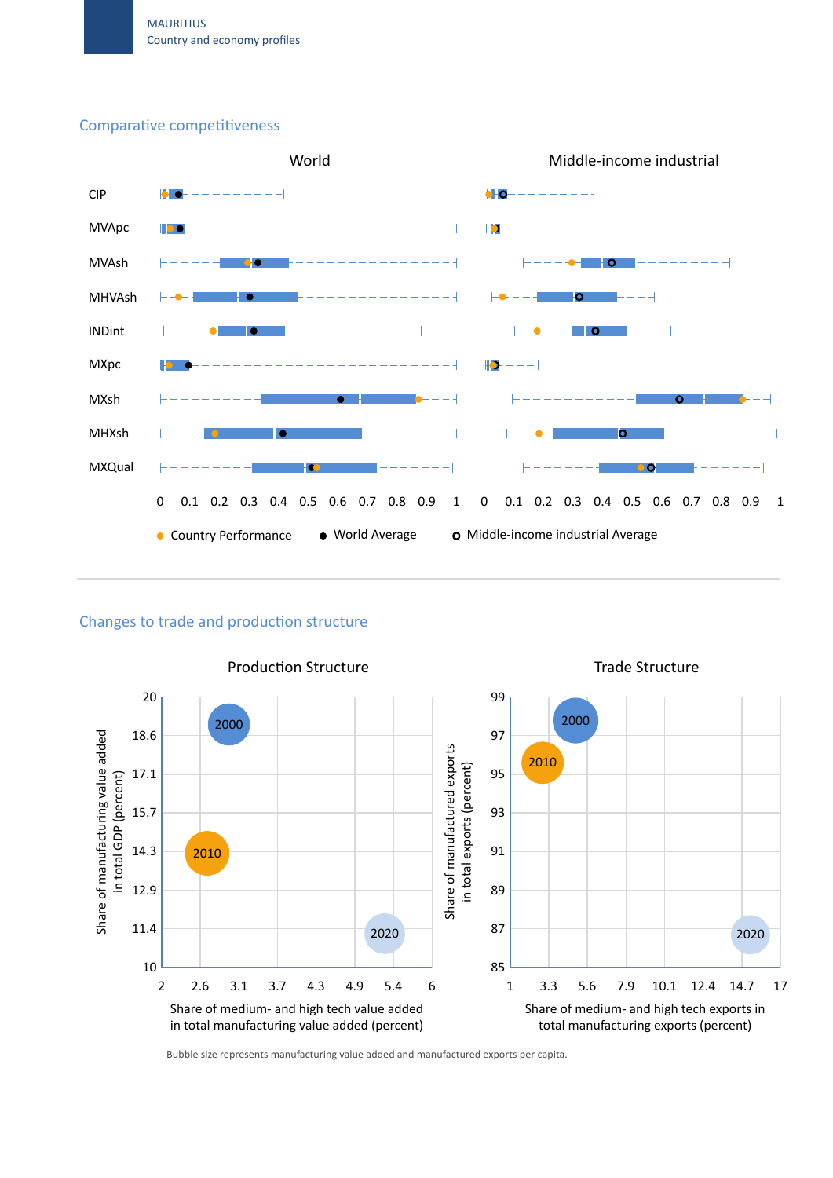## Comparative competitiveness

World

Middle-income industrial

CIP

MVApc

MVAsh

MHVAsh

INDint

MXpc

MXsh

MHXsh

MXQual

0 0.1 0.2 0.3 0.4 0.5 0.6 0.7 0.8 0.9 1

0 0.1 0.2 0.3 0.4 0.5 0.6 0.7 0.8 0.9 1

Country Performance

World Average

Middle-income industrial Average

## Changes to trade and production structure

Production Structure

Share of manufacturing value added in total GDP (percent)

20 18.6 17.1 15.7 14.3 12.9 11.4 10

2 2.6 3.1 3.7 4.3 4.9 5.4 6

Share of medium- and high tech value added in total manufacturing value added (percent)

2000

2010

2020

Trade Structure

Share of manufactured exports in total exports (percent)

99 97 95 93 91 89 87 85

1 3.3 5.6 7.9 10.1 12.4 14.7 17

Share of medium- and high tech exports in total manufacturing exports (percent)

2000

2010

2020

Bubble size represents manufacturing value added and manufactured exports per capita.